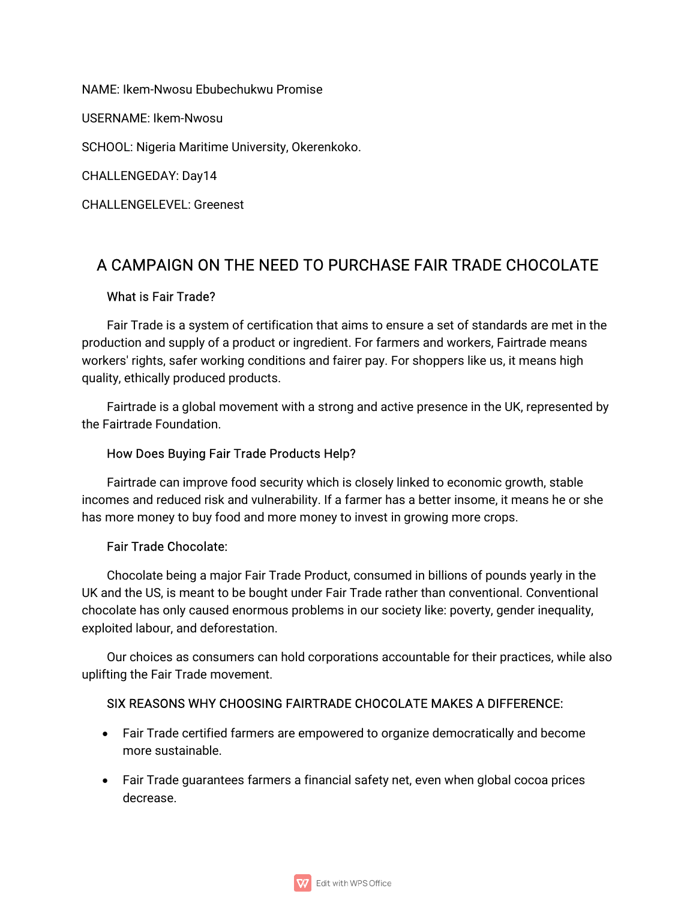NAME: Ikem-Nwosu Ebubechukwu Promise

USERNAME: Ikem-Nwosu

SCHOOL: Nigeria Maritime University, Okerenkoko.

CHALLENGEDAY: Day14

CHALLENGELEVEL: Greenest

# A CAMPAIGN ON THE NEED TO PURCHASE FAIR TRADE CHOCOLATE

## What is Fair Trade?

Fair Trade is a system of certification that aims to ensure a set of standards are met in the production and supply of a product or ingredient. For farmers and workers, Fairtrade means workers' rights, safer working conditions and fairer pay. For shoppers like us, it means high quality, ethically produced products.

Fairtrade is a global movement with a strong and active presence in the UK, represented by the Fairtrade Foundation.

## How Does Buying Fair Trade Products Help?

Fairtrade can improve food security which is closely linked to economic growth, stable incomes and reduced risk and vulnerability. If a farmer has a better insome, it means he or she has more money to buy food and more money to invest in growing more crops.

## Fair Trade Chocolate:

Chocolate being a major Fair Trade Product, consumed in billions of pounds yearly in the UK and the US, is meant to be bought under Fair Trade rather than conventional. Conventional chocolate has only caused enormous problems in our society like: poverty, gender inequality, exploited labour, and deforestation.

Our choices as consumers can hold corporations accountable for their practices, while also uplifting the Fair Trade movement.

## SIX REASONS WHY CHOOSING FAIRTRADE CHOCOLATE MAKES A DIFFERENCE:

- Fair Trade certified farmers are empowered to organize democratically and become more sustainable.
- Fair Trade guarantees farmers a financial safety net, even when global cocoa prices decrease.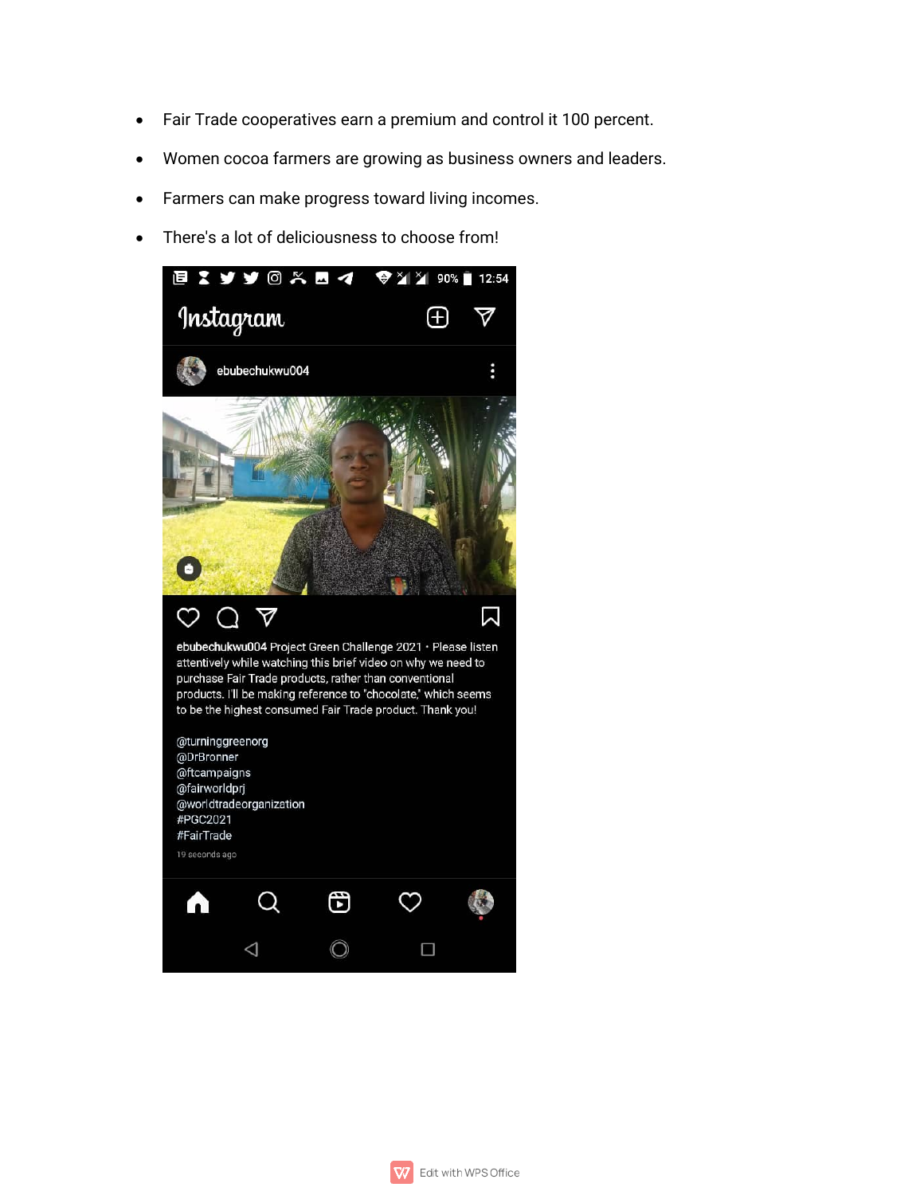- Fair Trade cooperatives earn a premium and control it 100 percent.
- Women cocoa farmers are growing as business owners and leaders.
- Farmers can make progress toward living incomes.
- There's a lot of deliciousness to choose from!

ebubechukwu004

ebubechukwu004 Project Green Challenge 2021 • Please listen attentively while watching this brief video on why we need to purchase Fair Trade products, rather than conventional products. I'll be making reference to "chocolate," which seems to be the highest consumed Fair Trade product. Thank you!

@turninggreenorg
@DrBronner
@ftcampaigns
@fairworldprj
@worldtradeorganization
#PGC2021
#FairTrade

19 seconds ago